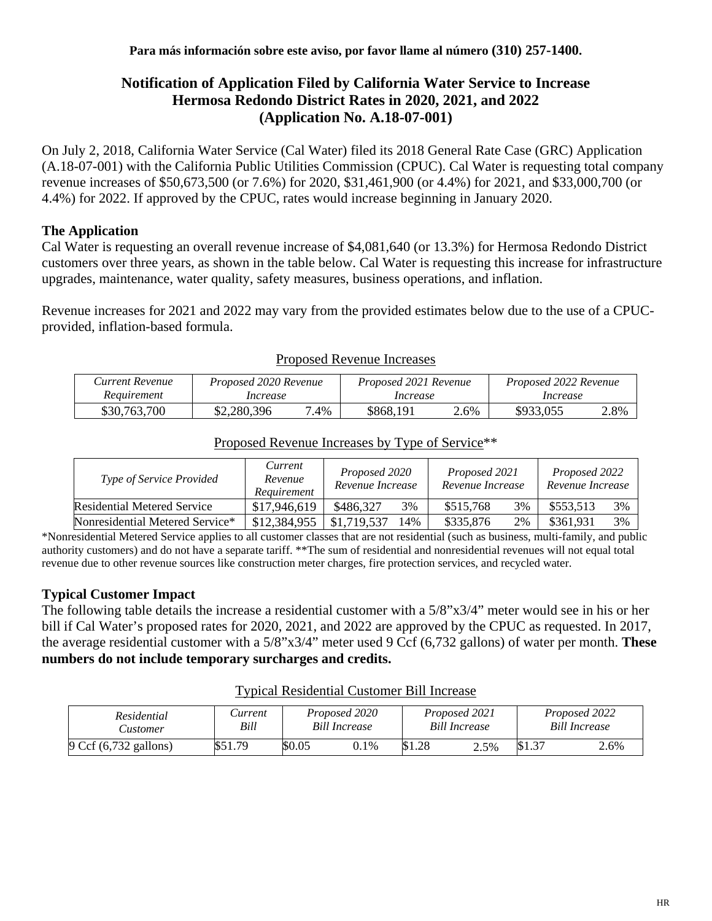**Para más información sobre este aviso, por favor llame al número (310) 257-1400.**

# Notification of Application Filed by California Water Service to Increase Hermosa Redondo District Rates in 2020, 2021, and 2022 (Application No. A.18-07-001)

On July 2, 2018, California Water Service (Cal Water) filed its 2018 General Rate Case (GRC) Application (A.18-07-001) with the California Public Utilities Commission (CPUC). Cal Water is requesting total company revenue increases of $50,673,500 (or 7.6%) for 2020, $31,461,900 (or 4.4%) for 2021, and $33,000,700 (or 4.4%) for 2022. If approved by the CPUC, rates would increase beginning in January 2020.

## The Application

Cal Water is requesting an overall revenue increase of $4,081,640 (or 13.3%) for Hermosa Redondo District customers over three years, as shown in the table below. Cal Water is requesting this increase for infrastructure upgrades, maintenance, water quality, safety measures, business operations, and inflation.

Revenue increases for 2021 and 2022 may vary from the provided estimates below due to the use of a CPUC-provided, inflation-based formula.

Proposed Revenue Increases

| *Current Revenue Requirement* | *Proposed 2020 Revenue Increase* | | *Proposed 2021 Revenue Increase* | | *Proposed 2022 Revenue Increase* | |
|---|---|---|---|---|---|---|
| $30,763,700 | $2,280,396 | 7.4% | $868,191 | 2.6% | $933,055 | 2.8% |

Proposed Revenue Increases by Type of Service**

| *Type of Service Provided* | *Current Revenue Requirement* | *Proposed 2020 Revenue Increase* | | *Proposed 2021 Revenue Increase* | | *Proposed 2022 Revenue Increase* | |
|---|---|---|---|---|---|---|---|
| Residential Metered Service | $17,946,619 | $486,327 | 3% | $515,768 | 3% | $553,513 | 3% |
| Nonresidential Metered Service* | $12,384,955 | $1,719,537 | 14% | $335,876 | 2% | $361,931 | 3% |

*Nonresidential Metered Service applies to all customer classes that are not residential (such as business, multi-family, and public authority customers) and do not have a separate tariff. **The sum of residential and nonresidential revenues will not equal total revenue due to other revenue sources like construction meter charges, fire protection services, and recycled water.

## Typical Customer Impact

The following table details the increase a residential customer with a 5/8"x3/4" meter would see in his or her bill if Cal Water's proposed rates for 2020, 2021, and 2022 are approved by the CPUC as requested. In 2017, the average residential customer with a 5/8"x3/4" meter used 9 Ccf (6,732 gallons) of water per month. **These numbers do not include temporary surcharges and credits.**

Typical Residential Customer Bill Increase

| *Residential Customer* | *Current Bill* | *Proposed 2020 Bill Increase* | | *Proposed 2021 Bill Increase* | | *Proposed 2022 Bill Increase* | |
|---|---|---|---|---|---|---|---|
| 9 Ccf (6,732 gallons) | $51.79 | $0.05 | 0.1% | $1.28 | 2.5% | $1.37 | 2.6% |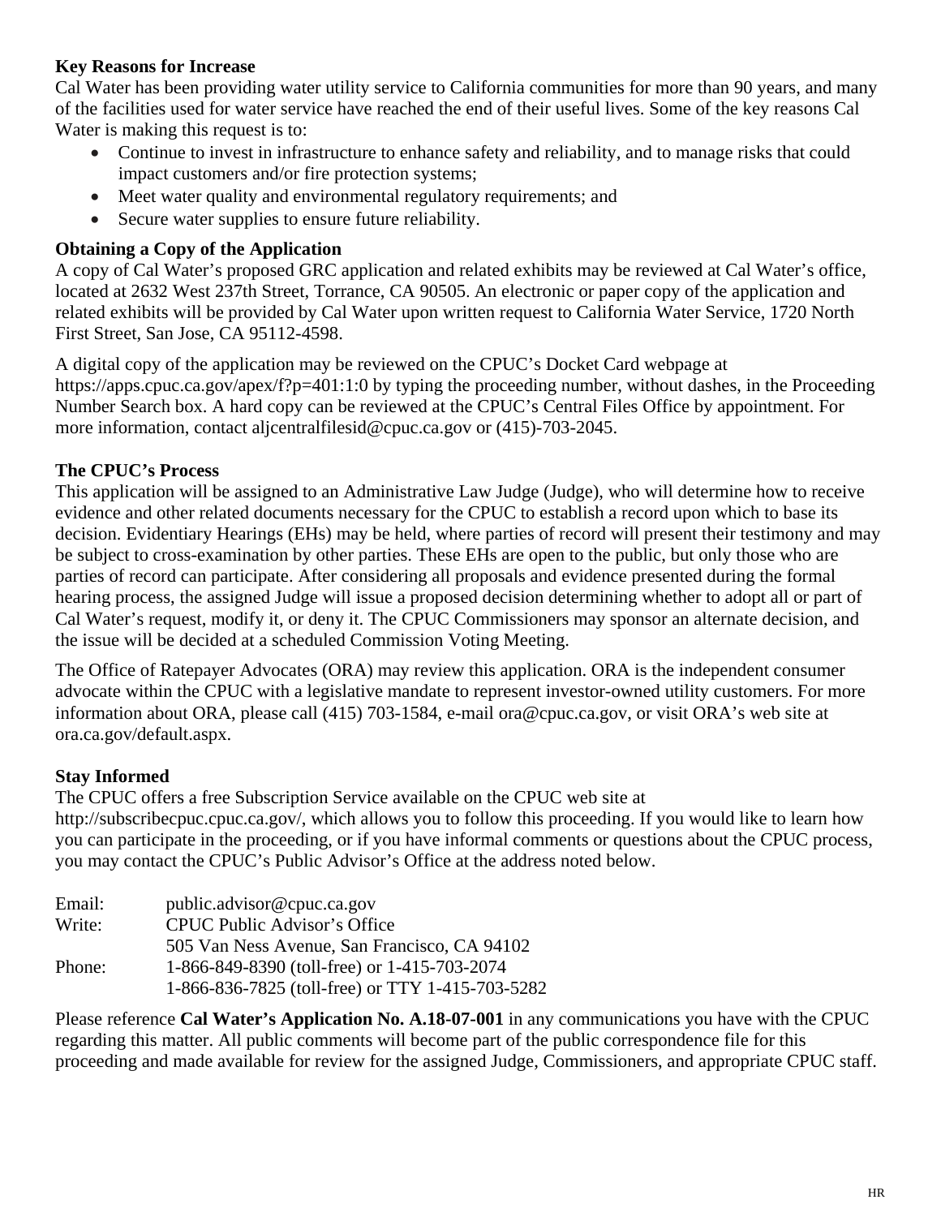**Key Reasons for Increase**

Cal Water has been providing water utility service to California communities for more than 90 years, and many of the facilities used for water service have reached the end of their useful lives. Some of the key reasons Cal Water is making this request is to:

- Continue to invest in infrastructure to enhance safety and reliability, and to manage risks that could impact customers and/or fire protection systems;
- Meet water quality and environmental regulatory requirements; and
- Secure water supplies to ensure future reliability.

**Obtaining a Copy of the Application**

A copy of Cal Water's proposed GRC application and related exhibits may be reviewed at Cal Water's office, located at 2632 West 237th Street, Torrance, CA 90505. An electronic or paper copy of the application and related exhibits will be provided by Cal Water upon written request to California Water Service, 1720 North First Street, San Jose, CA 95112-4598.

A digital copy of the application may be reviewed on the CPUC's Docket Card webpage at https://apps.cpuc.ca.gov/apex/f?p=401:1:0 by typing the proceeding number, without dashes, in the Proceeding Number Search box. A hard copy can be reviewed at the CPUC's Central Files Office by appointment. For more information, contact aljcentralfilesid@cpuc.ca.gov or (415)-703-2045.

**The CPUC's Process**

This application will be assigned to an Administrative Law Judge (Judge), who will determine how to receive evidence and other related documents necessary for the CPUC to establish a record upon which to base its decision. Evidentiary Hearings (EHs) may be held, where parties of record will present their testimony and may be subject to cross-examination by other parties. These EHs are open to the public, but only those who are parties of record can participate. After considering all proposals and evidence presented during the formal hearing process, the assigned Judge will issue a proposed decision determining whether to adopt all or part of Cal Water's request, modify it, or deny it. The CPUC Commissioners may sponsor an alternate decision, and the issue will be decided at a scheduled Commission Voting Meeting.

The Office of Ratepayer Advocates (ORA) may review this application. ORA is the independent consumer advocate within the CPUC with a legislative mandate to represent investor-owned utility customers. For more information about ORA, please call (415) 703-1584, e-mail ora@cpuc.ca.gov, or visit ORA's web site at ora.ca.gov/default.aspx.

**Stay Informed**

The CPUC offers a free Subscription Service available on the CPUC web site at http://subscribecpuc.cpuc.ca.gov/, which allows you to follow this proceeding. If you would like to learn how you can participate in the proceeding, or if you have informal comments or questions about the CPUC process, you may contact the CPUC's Public Advisor's Office at the address noted below.

| | |
|---|---|
| Email: | public.advisor@cpuc.ca.gov |
| Write: | CPUC Public Advisor's Office<br>505 Van Ness Avenue, San Francisco, CA 94102 |
| Phone: | 1-866-849-8390 (toll-free) or 1-415-703-2074<br>1-866-836-7825 (toll-free) or TTY 1-415-703-5282 |

Please reference **Cal Water's Application No. A.18-07-001** in any communications you have with the CPUC regarding this matter. All public comments will become part of the public correspondence file for this proceeding and made available for review for the assigned Judge, Commissioners, and appropriate CPUC staff.

HR